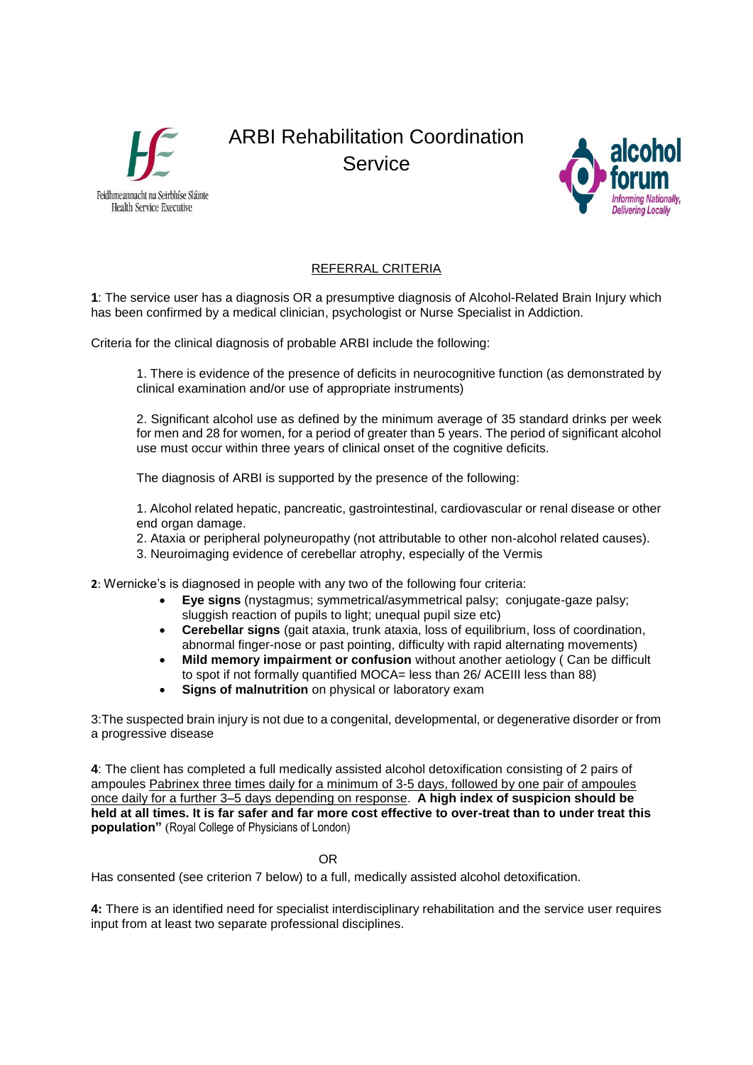# ARBI Rehabilitation Coordination Service

Feidhmeannacht na Seirbhíse Sláinte
Health Service Executive

alcohol forum
*Informing Nationally, Delivering Locally*

## REFERRAL CRITERIA

**1**: The service user has a diagnosis OR a presumptive diagnosis of Alcohol-Related Brain Injury which has been confirmed by a medical clinician, psychologist or Nurse Specialist in Addiction.

Criteria for the clinical diagnosis of probable ARBI include the following:

1. There is evidence of the presence of deficits in neurocognitive function (as demonstrated by clinical examination and/or use of appropriate instruments)

2. Significant alcohol use as defined by the minimum average of 35 standard drinks per week for men and 28 for women, for a period of greater than 5 years. The period of significant alcohol use must occur within three years of clinical onset of the cognitive deficits.

The diagnosis of ARBI is supported by the presence of the following:

1. Alcohol related hepatic, pancreatic, gastrointestinal, cardiovascular or renal disease or other end organ damage.
2. Ataxia or peripheral polyneuropathy (not attributable to other non-alcohol related causes).
3. Neuroimaging evidence of cerebellar atrophy, especially of the Vermis

**2**: Wernicke's is diagnosed in people with any two of the following four criteria:

- **Eye signs** (nystagmus; symmetrical/asymmetrical palsy; conjugate-gaze palsy; sluggish reaction of pupils to light; unequal pupil size etc)
- **Cerebellar signs** (gait ataxia, trunk ataxia, loss of equilibrium, loss of coordination, abnormal finger-nose or past pointing, difficulty with rapid alternating movements)
- **Mild memory impairment or confusion** without another aetiology ( Can be difficult to spot if not formally quantified MOCA= less than 26/ ACEIII less than 88)
- **Signs of malnutrition** on physical or laboratory exam

3:The suspected brain injury is not due to a congenital, developmental, or degenerative disorder or from a progressive disease

**4**: The client has completed a full medically assisted alcohol detoxification consisting of 2 pairs of ampoules Pabrinex three times daily for a minimum of 3-5 days, followed by one pair of ampoules once daily for a further 3–5 days depending on response. **A high index of suspicion should be held at all times. It is far safer and far more cost effective to over-treat than to under treat this population"** (Royal College of Physicians of London)

OR

Has consented (see criterion 7 below) to a full, medically assisted alcohol detoxification.

**4:** There is an identified need for specialist interdisciplinary rehabilitation and the service user requires input from at least two separate professional disciplines.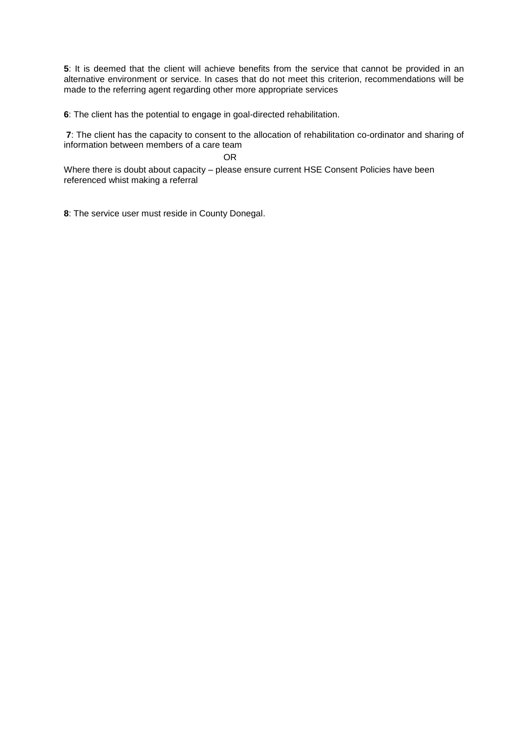**5**: It is deemed that the client will achieve benefits from the service that cannot be provided in an alternative environment or service. In cases that do not meet this criterion, recommendations will be made to the referring agent regarding other more appropriate services

**6**: The client has the potential to engage in goal-directed rehabilitation.

**7**: The client has the capacity to consent to the allocation of rehabilitation co-ordinator and sharing of information between members of a care team

OR

Where there is doubt about capacity – please ensure current HSE Consent Policies have been referenced whist making a referral

**8**: The service user must reside in County Donegal.